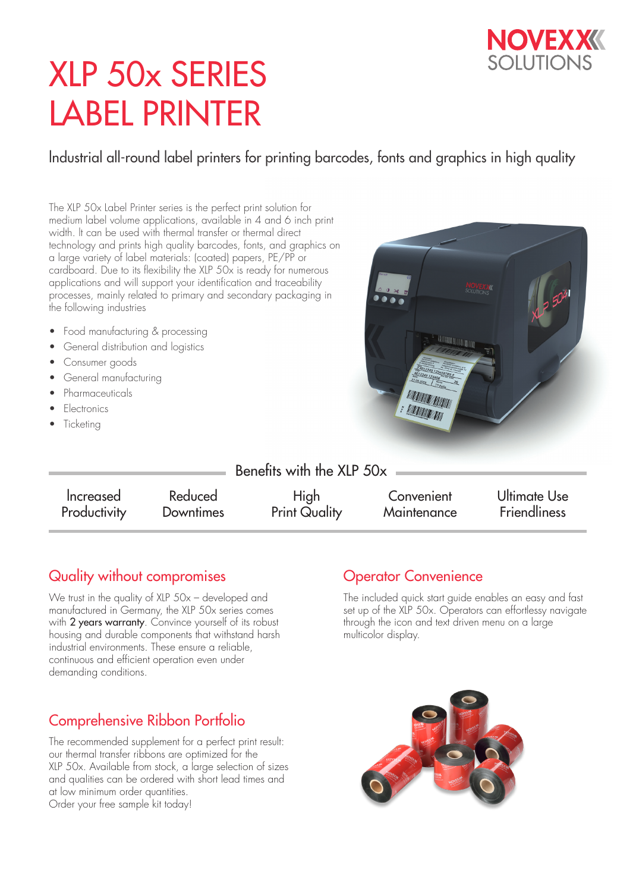NOVEXX SOLUTIONS

# XLP 50x SERIES LABEL PRINTER

## Industrial all-round label printers for printing barcodes, fonts and graphics in high quality

The XLP 50x Label Printer series is the perfect print solution for medium label volume applications, available in 4 and 6 inch print width. It can be used with thermal transfer or thermal direct technology and prints high quality barcodes, fonts, and graphics on a large variety of label materials: (coated) papers, PE/PP or cardboard. Due to its flexibility the XLP 50x is ready for numerous applications and will support your identification and traceability processes, mainly related to primary and secondary packaging in the following industries

- Food manufacturing & processing
- General distribution and logistics
- Consumer goods
- General manufacturing
- Pharmaceuticals
- Electronics
- Ticketing

### Benefits with the XLP 50x

| Increased Productivity | Reduced Downtimes | High Print Quality | Convenient Maintenance | Ultimate Use Friendliness |
|---|---|---|---|---|

## Quality without compromises

We trust in the quality of XLP 50x – developed and manufactured in Germany, the XLP 50x series comes with **2 years warranty**. Convince yourself of its robust housing and durable components that withstand harsh industrial environments. These ensure a reliable, continuous and efficient operation even under demanding conditions.

## Comprehensive Ribbon Portfolio

The recommended supplement for a perfect print result: our thermal transfer ribbons are optimized for the XLP 50x. Available from stock, a large selection of sizes and qualities can be ordered with short lead times and at low minimum order quantities.
Order your free sample kit today!

## Operator Convenience

The included quick start guide enables an easy and fast set up of the XLP 50x. Operators can effortlessy navigate through the icon and text driven menu on a large multicolor display.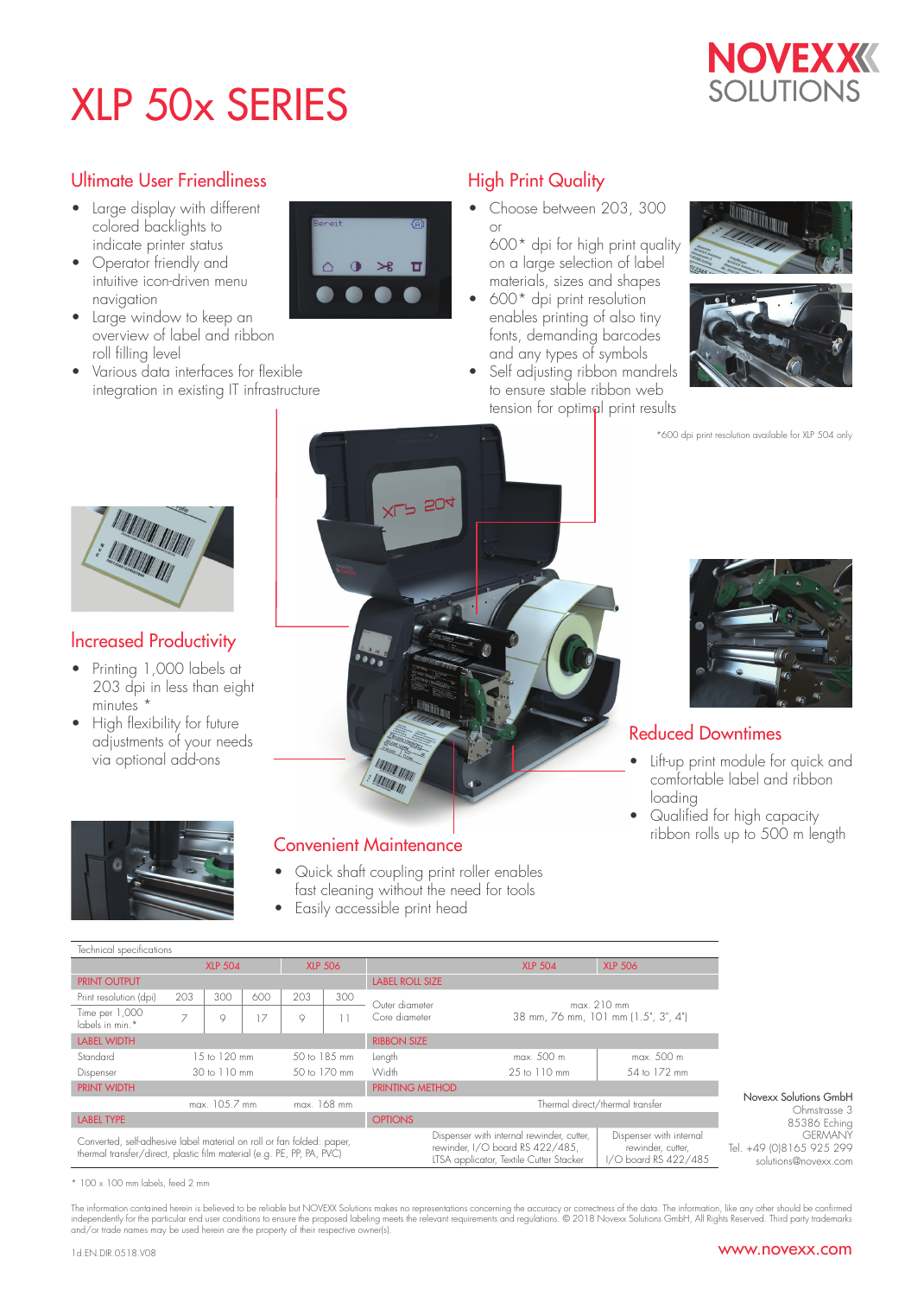# XLP 50x SERIES

NOVEXX SOLUTIONS

## Ultimate User Friendliness

- Large display with different colored backlights to indicate printer status
- Operator friendly and intuitive icon-driven menu navigation
- Large window to keep an overview of label and ribbon roll filling level
- Various data interfaces for flexible integration in existing IT infrastructure

## High Print Quality

- Choose between 203, 300 or 600* dpi for high print quality on a large selection of label materials, sizes and shapes
- 600* dpi print resolution enables printing of also tiny fonts, demanding barcodes and any types of symbols
- Self adjusting ribbon mandrels to ensure stable ribbon web tension for optimal print results

*600 dpi print resolution available for XLP 504 only

## Increased Productivity

- Printing 1,000 labels at 203 dpi in less than eight minutes *
- High flexibility for future adjustments of your needs via optional add-ons

## Reduced Downtimes

- Lift-up print module for quick and comfortable label and ribbon loading
- Qualified for high capacity ribbon rolls up to 500 m length

## Convenient Maintenance

- Quick shaft coupling print roller enables fast cleaning without the need for tools
- Easily accessible print head

Technical specifications

| | XLP 504 | | | XLP 506 | |
|---|---|---|---|---|---|
| **PRINT OUTPUT** | | | | | |
| Print resolution (dpi) | 203 | 300 | 600 | 203 | 300 |
| Time per 1,000 labels in min.* | 7 | 9 | 17 | 9 | 11 |
| **LABEL WIDTH** | | | | | |
| Standard | 15 to 120 mm | | | 50 to 185 mm | |
| Dispenser | 30 to 110 mm | | | 50 to 170 mm | |
| **PRINT WIDTH** | | | | | |
| | max. 105.7 mm | | | max. 168 mm | |
| **LABEL TYPE** | | | | | |
| Converted, self-adhesive label material on roll or fan folded: paper, thermal transfer/direct, plastic film material (e.g. PE, PP, PA, PVC) | | | | | |

| | XLP 504 | XLP 506 |
|---|---|---|
| **LABEL ROLL SIZE** | | |
| Outer diameter | max. 210 mm | |
| Core diameter | 38 mm, 76 mm, 101 mm (1.5", 3", 4") | |
| **RIBBON SIZE** | | |
| Length | max. 500 m | max. 500 m |
| Width | 25 to 110 mm | 54 to 172 mm |
| **PRINTING METHOD** | | |
| | Thermal direct/thermal transfer | |
| **OPTIONS** | | |
| | Dispenser with internal rewinder, cutter, rewinder, I/O board RS 422/485, LTSA applicator, Textile Cutter Stacker | Dispenser with internal rewinder, cutter, I/O board RS 422/485 |

\* 100 x 100 mm labels, feed 2 mm

Novexx Solutions GmbH
Ohmstrasse 3
85386 Eching
GERMANY
Tel. +49 (0)8165 925 299
solutions@novexx.com

The information contained herein is believed to be reliable but NOVEXX Solutions makes no representations concerning the accuracy or correctness of the data. The information, like any other should be confirmed independently for the particular end user conditions to ensure the proposed labeling meets the relevant requirements and regulations. © 2018 Novexx Solutions GmbH, All Rights Reserved. Third party trademarks and/or trade names may be used herein are the property of their respective owner(s).

1d.EN.DIR.0518.V08

www.novexx.com